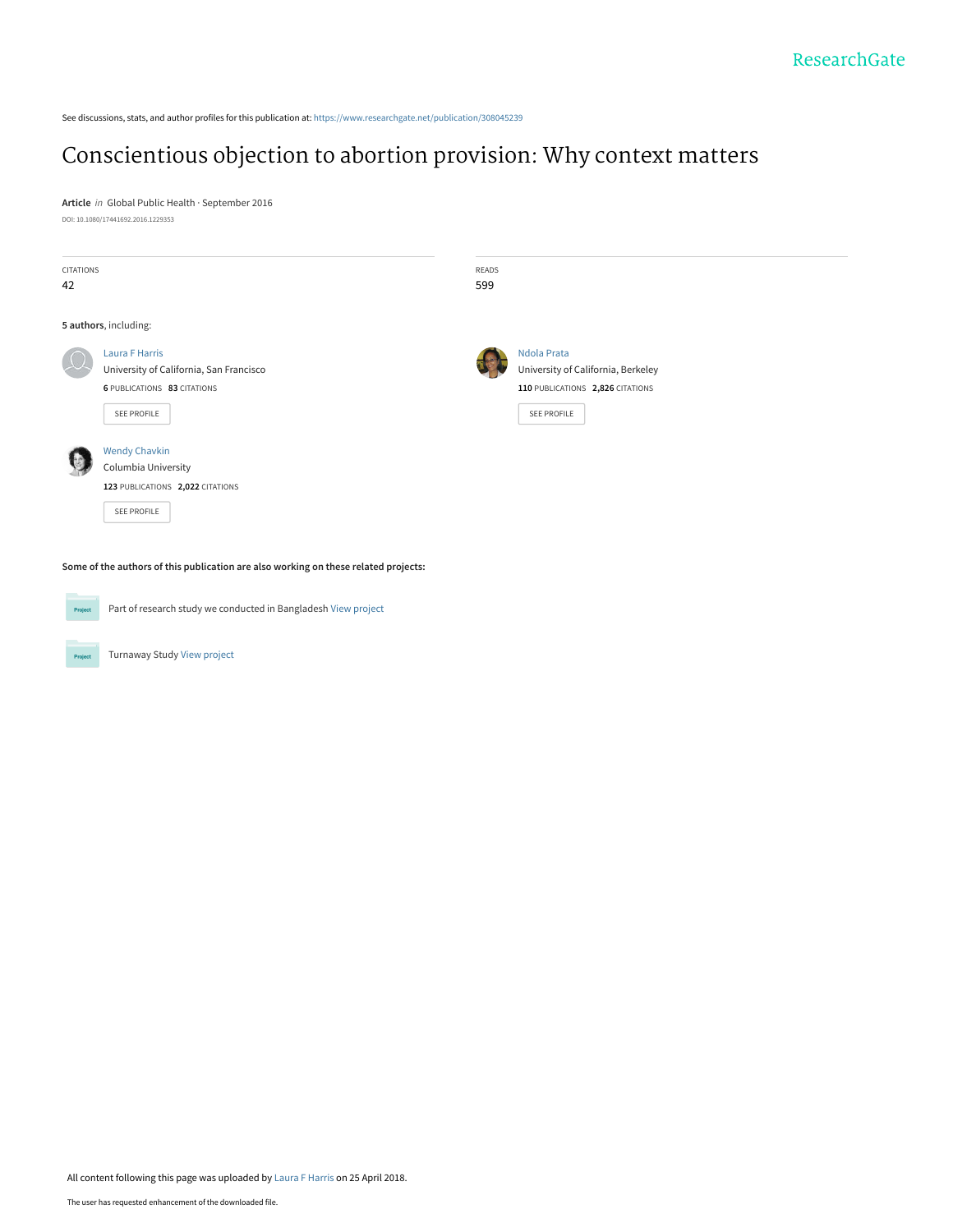ResearchGate

See discussions, stats, and author profiles for this publication at: https://www.researchgate.net/publication/308045239

# Conscientious objection to abortion provision: Why context matters

**Article** *in* Global Public Health · September 2016

DOI: 10.1080/17441692.2016.1229353

| CITATIONS | READS |
| --- | --- |
| 42 | 599 |

**5 authors**, including:

**Laura F Harris**
University of California, San Francisco
**6** PUBLICATIONS **83** CITATIONS
SEE PROFILE

**Ndola Prata**
University of California, Berkeley
**110** PUBLICATIONS **2,826** CITATIONS
SEE PROFILE

**Wendy Chavkin**
Columbia University
**123** PUBLICATIONS **2,022** CITATIONS
SEE PROFILE

**Some of the authors of this publication are also working on these related projects:**

Part of research study we conducted in Bangladesh View project

Turnaway Study View project

All content following this page was uploaded by Laura F Harris on 25 April 2018.

The user has requested enhancement of the downloaded file.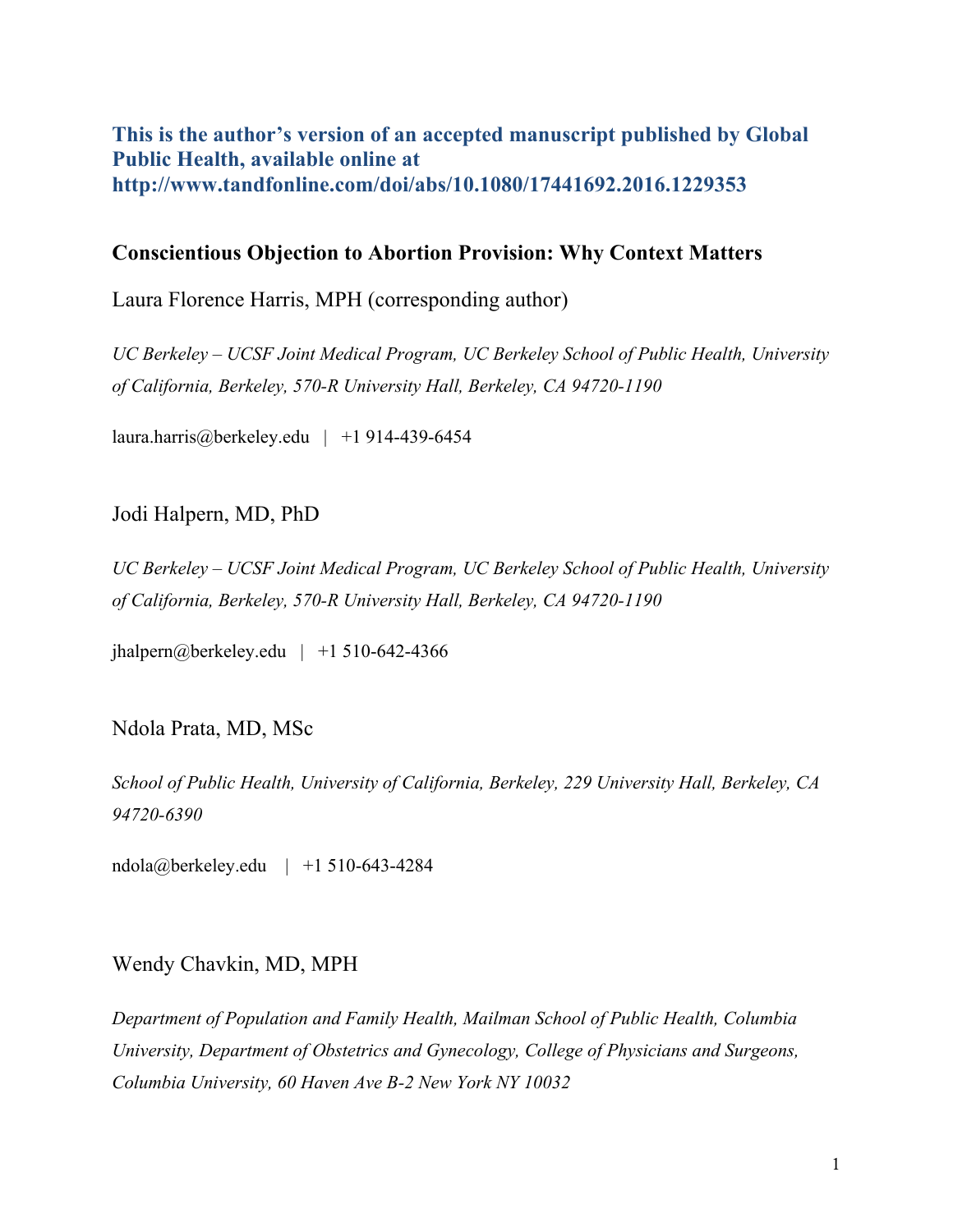**This is the author's version of an accepted manuscript published by Global Public Health, available online at http://www.tandfonline.com/doi/abs/10.1080/17441692.2016.1229353**

# Conscientious Objection to Abortion Provision: Why Context Matters

Laura Florence Harris, MPH (corresponding author)

*UC Berkeley – UCSF Joint Medical Program, UC Berkeley School of Public Health, University of California, Berkeley, 570-R University Hall, Berkeley, CA 94720-1190*

laura.harris@berkeley.edu | +1 914-439-6454

Jodi Halpern, MD, PhD

*UC Berkeley – UCSF Joint Medical Program, UC Berkeley School of Public Health, University of California, Berkeley, 570-R University Hall, Berkeley, CA 94720-1190*

jhalpern@berkeley.edu | +1 510-642-4366

Ndola Prata, MD, MSc

*School of Public Health, University of California, Berkeley, 229 University Hall, Berkeley, CA 94720-6390*

ndola@berkeley.edu | +1 510-643-4284

Wendy Chavkin, MD, MPH

*Department of Population and Family Health, Mailman School of Public Health, Columbia University, Department of Obstetrics and Gynecology, College of Physicians and Surgeons, Columbia University, 60 Haven Ave B-2 New York NY 10032*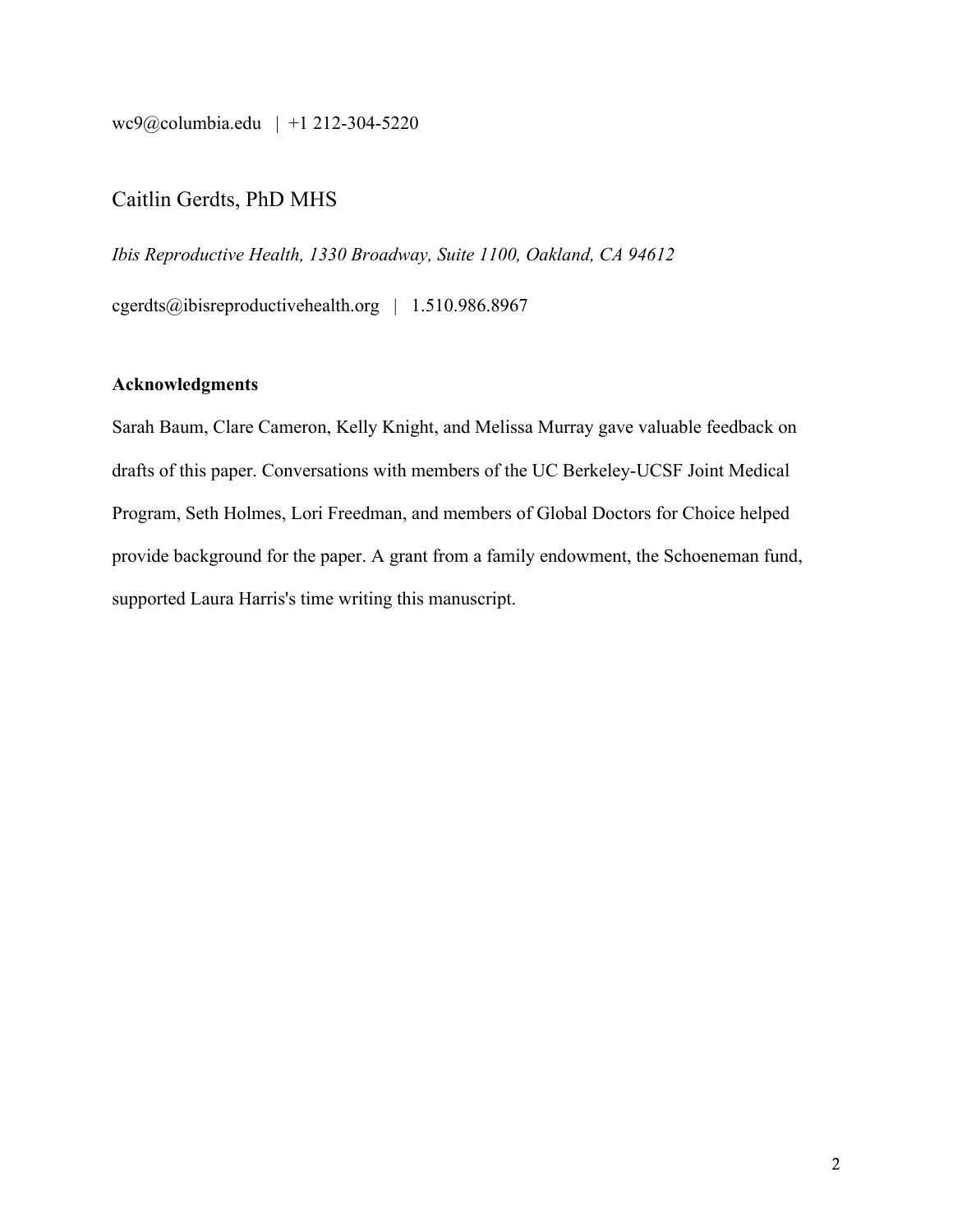wc9@columbia.edu | +1 212-304-5220

Caitlin Gerdts, PhD MHS

*Ibis Reproductive Health, 1330 Broadway, Suite 1100, Oakland, CA 94612*

cgerdts@ibisreproductivehealth.org | 1.510.986.8967

**Acknowledgments**

Sarah Baum, Clare Cameron, Kelly Knight, and Melissa Murray gave valuable feedback on drafts of this paper. Conversations with members of the UC Berkeley-UCSF Joint Medical Program, Seth Holmes, Lori Freedman, and members of Global Doctors for Choice helped provide background for the paper. A grant from a family endowment, the Schoeneman fund, supported Laura Harris's time writing this manuscript.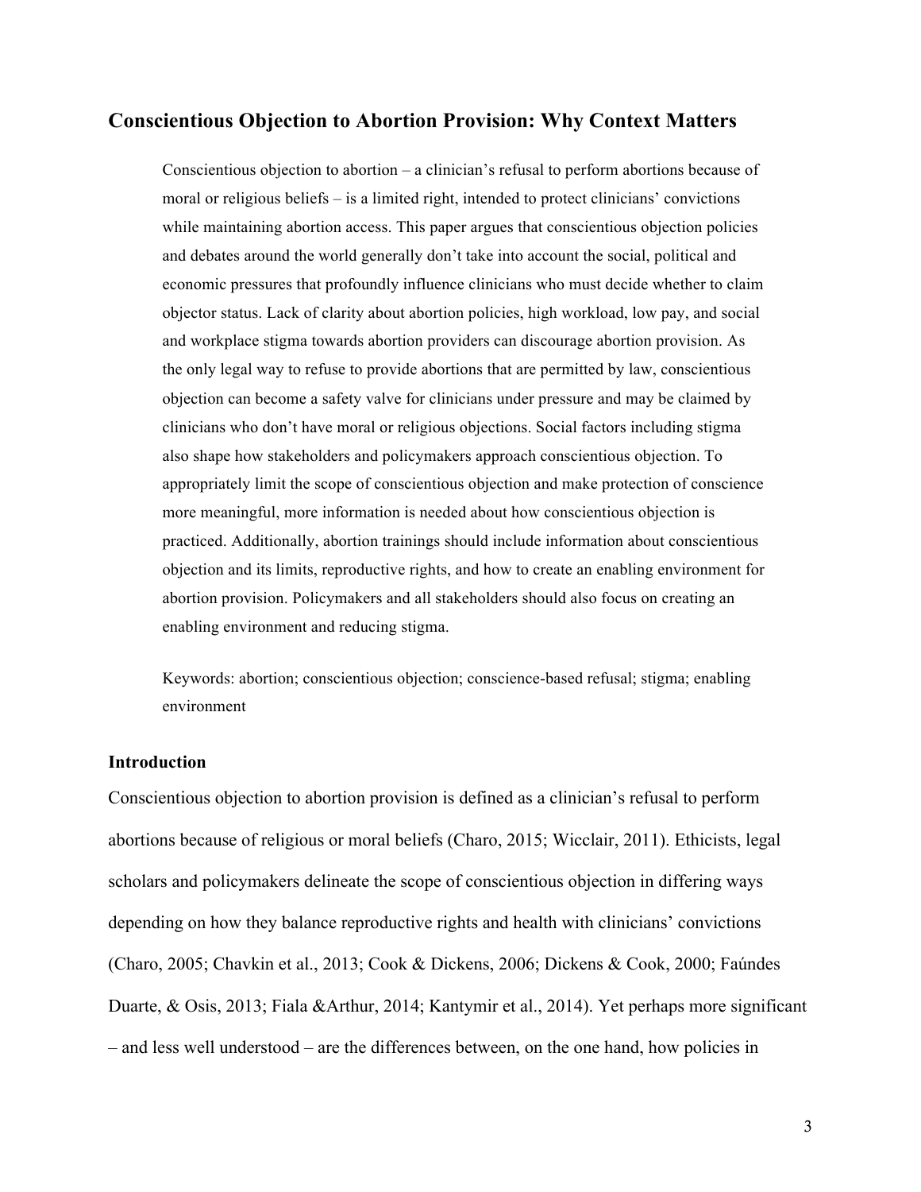## Conscientious Objection to Abortion Provision: Why Context Matters

Conscientious objection to abortion – a clinician's refusal to perform abortions because of moral or religious beliefs – is a limited right, intended to protect clinicians' convictions while maintaining abortion access. This paper argues that conscientious objection policies and debates around the world generally don't take into account the social, political and economic pressures that profoundly influence clinicians who must decide whether to claim objector status. Lack of clarity about abortion policies, high workload, low pay, and social and workplace stigma towards abortion providers can discourage abortion provision. As the only legal way to refuse to provide abortions that are permitted by law, conscientious objection can become a safety valve for clinicians under pressure and may be claimed by clinicians who don't have moral or religious objections. Social factors including stigma also shape how stakeholders and policymakers approach conscientious objection. To appropriately limit the scope of conscientious objection and make protection of conscience more meaningful, more information is needed about how conscientious objection is practiced. Additionally, abortion trainings should include information about conscientious objection and its limits, reproductive rights, and how to create an enabling environment for abortion provision. Policymakers and all stakeholders should also focus on creating an enabling environment and reducing stigma.

Keywords: abortion; conscientious objection; conscience-based refusal; stigma; enabling environment

### Introduction

Conscientious objection to abortion provision is defined as a clinician's refusal to perform abortions because of religious or moral beliefs (Charo, 2015; Wicclair, 2011). Ethicists, legal scholars and policymakers delineate the scope of conscientious objection in differing ways depending on how they balance reproductive rights and health with clinicians' convictions (Charo, 2005; Chavkin et al., 2013; Cook & Dickens, 2006; Dickens & Cook, 2000; Faúndes Duarte, & Osis, 2013; Fiala &Arthur, 2014; Kantymir et al., 2014). Yet perhaps more significant – and less well understood – are the differences between, on the one hand, how policies in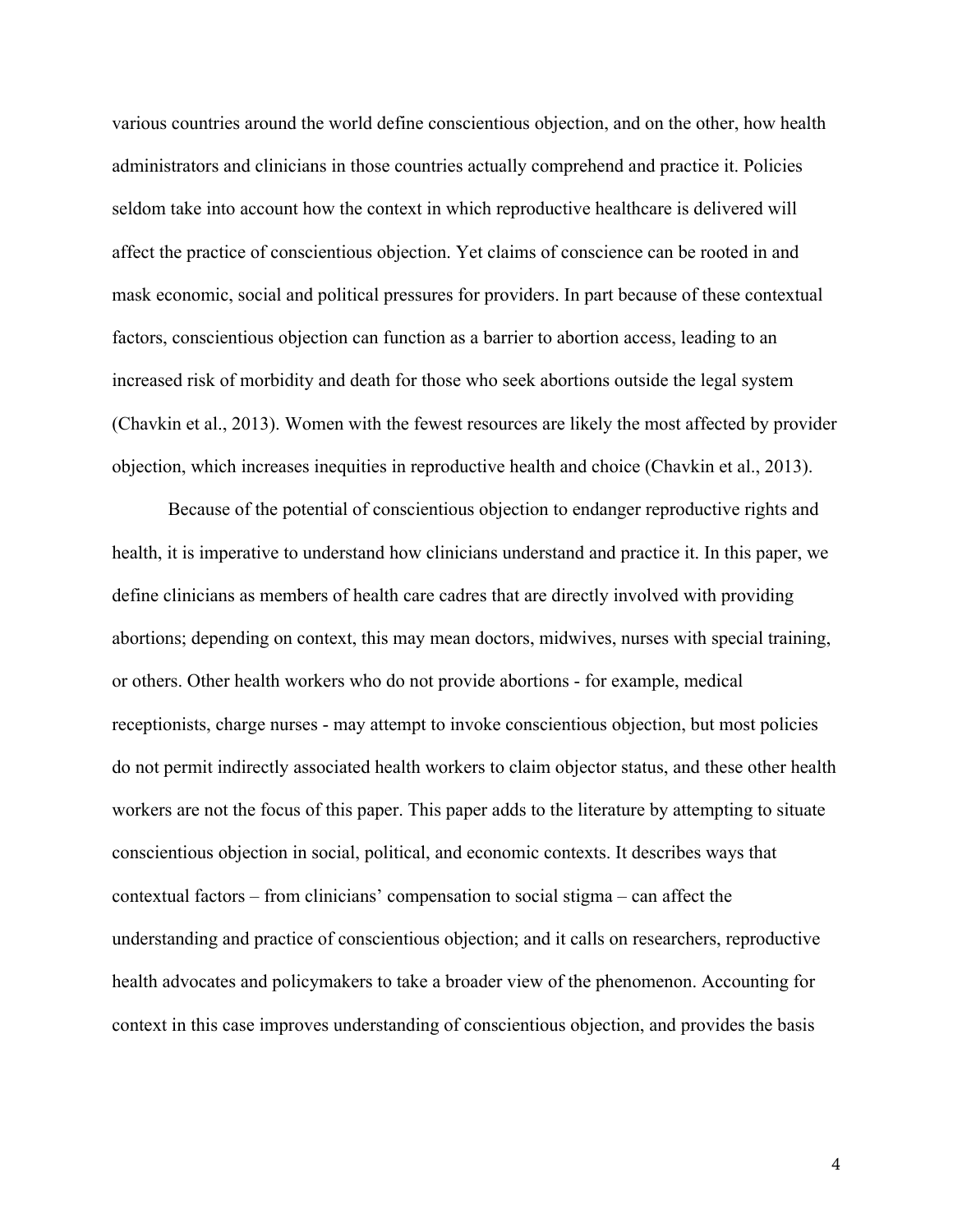various countries around the world define conscientious objection, and on the other, how health administrators and clinicians in those countries actually comprehend and practice it. Policies seldom take into account how the context in which reproductive healthcare is delivered will affect the practice of conscientious objection. Yet claims of conscience can be rooted in and mask economic, social and political pressures for providers. In part because of these contextual factors, conscientious objection can function as a barrier to abortion access, leading to an increased risk of morbidity and death for those who seek abortions outside the legal system (Chavkin et al., 2013). Women with the fewest resources are likely the most affected by provider objection, which increases inequities in reproductive health and choice (Chavkin et al., 2013).

Because of the potential of conscientious objection to endanger reproductive rights and health, it is imperative to understand how clinicians understand and practice it. In this paper, we define clinicians as members of health care cadres that are directly involved with providing abortions; depending on context, this may mean doctors, midwives, nurses with special training, or others. Other health workers who do not provide abortions - for example, medical receptionists, charge nurses - may attempt to invoke conscientious objection, but most policies do not permit indirectly associated health workers to claim objector status, and these other health workers are not the focus of this paper. This paper adds to the literature by attempting to situate conscientious objection in social, political, and economic contexts. It describes ways that contextual factors – from clinicians' compensation to social stigma – can affect the understanding and practice of conscientious objection; and it calls on researchers, reproductive health advocates and policymakers to take a broader view of the phenomenon. Accounting for context in this case improves understanding of conscientious objection, and provides the basis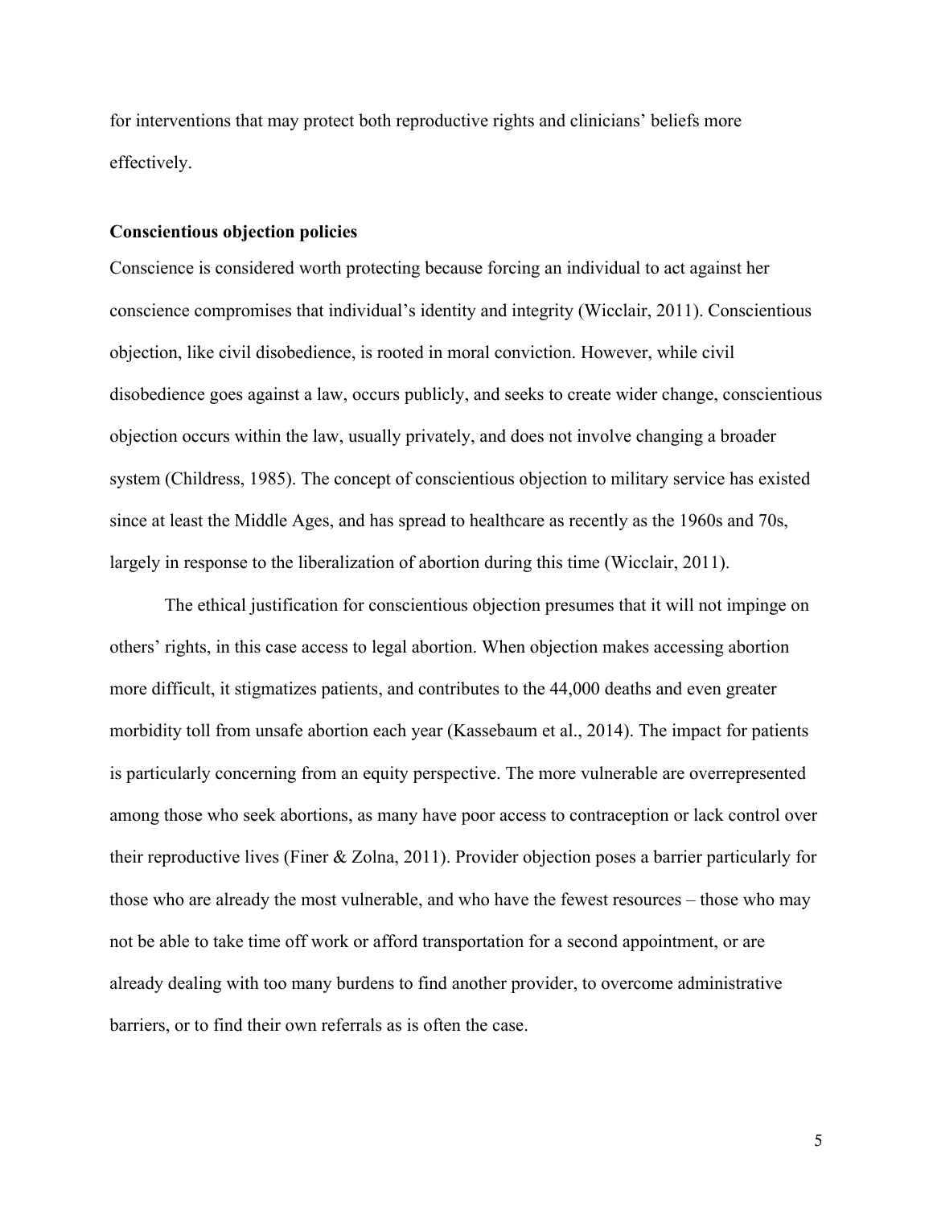for interventions that may protect both reproductive rights and clinicians' beliefs more effectively.

**Conscientious objection policies**

Conscience is considered worth protecting because forcing an individual to act against her conscience compromises that individual's identity and integrity (Wicclair, 2011). Conscientious objection, like civil disobedience, is rooted in moral conviction. However, while civil disobedience goes against a law, occurs publicly, and seeks to create wider change, conscientious objection occurs within the law, usually privately, and does not involve changing a broader system (Childress, 1985). The concept of conscientious objection to military service has existed since at least the Middle Ages, and has spread to healthcare as recently as the 1960s and 70s, largely in response to the liberalization of abortion during this time (Wicclair, 2011).

The ethical justification for conscientious objection presumes that it will not impinge on others' rights, in this case access to legal abortion. When objection makes accessing abortion more difficult, it stigmatizes patients, and contributes to the 44,000 deaths and even greater morbidity toll from unsafe abortion each year (Kassebaum et al., 2014). The impact for patients is particularly concerning from an equity perspective. The more vulnerable are overrepresented among those who seek abortions, as many have poor access to contraception or lack control over their reproductive lives (Finer & Zolna, 2011). Provider objection poses a barrier particularly for those who are already the most vulnerable, and who have the fewest resources – those who may not be able to take time off work or afford transportation for a second appointment, or are already dealing with too many burdens to find another provider, to overcome administrative barriers, or to find their own referrals as is often the case.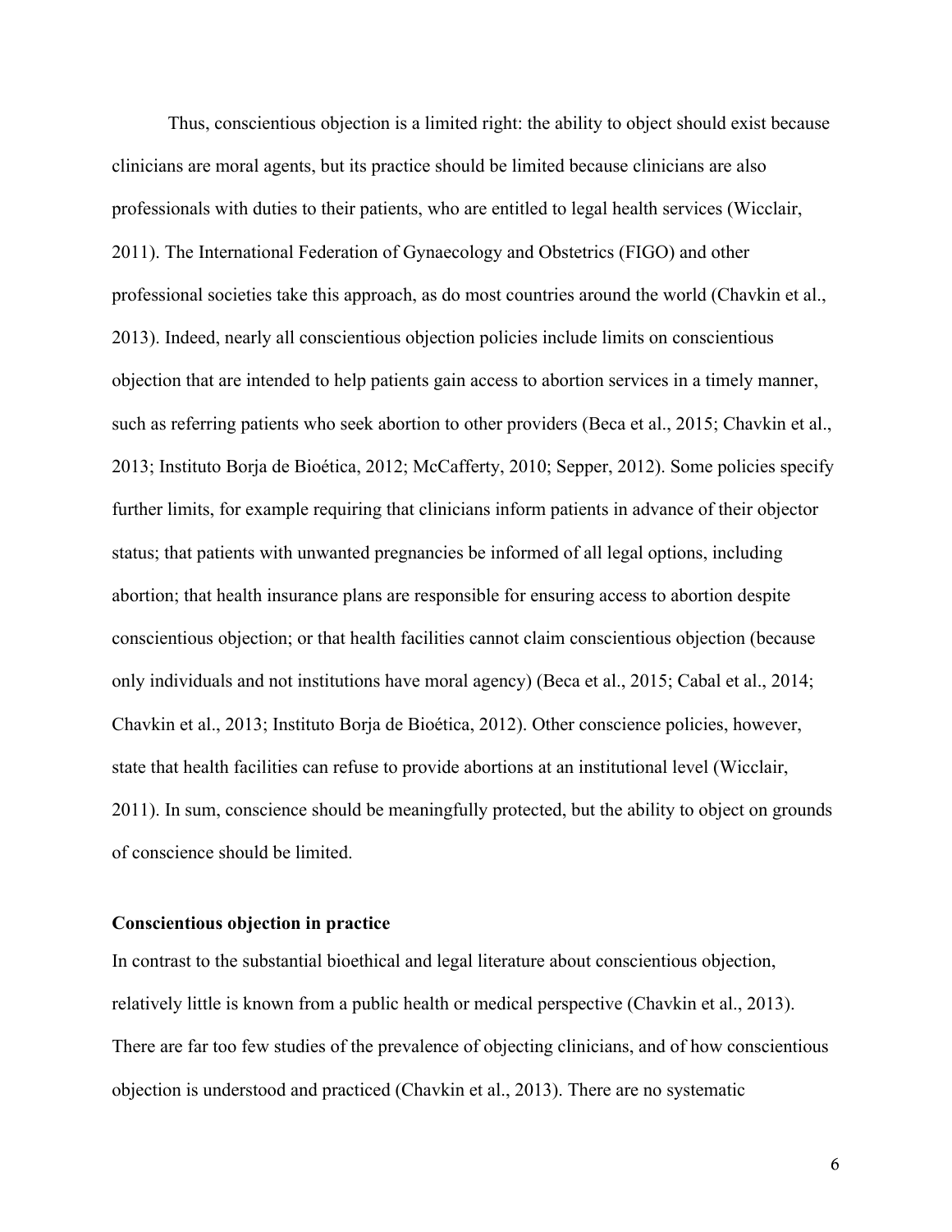Thus, conscientious objection is a limited right: the ability to object should exist because clinicians are moral agents, but its practice should be limited because clinicians are also professionals with duties to their patients, who are entitled to legal health services (Wicclair, 2011). The International Federation of Gynaecology and Obstetrics (FIGO) and other professional societies take this approach, as do most countries around the world (Chavkin et al., 2013). Indeed, nearly all conscientious objection policies include limits on conscientious objection that are intended to help patients gain access to abortion services in a timely manner, such as referring patients who seek abortion to other providers (Beca et al., 2015; Chavkin et al., 2013; Instituto Borja de Bioética, 2012; McCafferty, 2010; Sepper, 2012). Some policies specify further limits, for example requiring that clinicians inform patients in advance of their objector status; that patients with unwanted pregnancies be informed of all legal options, including abortion; that health insurance plans are responsible for ensuring access to abortion despite conscientious objection; or that health facilities cannot claim conscientious objection (because only individuals and not institutions have moral agency) (Beca et al., 2015; Cabal et al., 2014; Chavkin et al., 2013; Instituto Borja de Bioética, 2012). Other conscience policies, however, state that health facilities can refuse to provide abortions at an institutional level (Wicclair, 2011). In sum, conscience should be meaningfully protected, but the ability to object on grounds of conscience should be limited.

**Conscientious objection in practice**

In contrast to the substantial bioethical and legal literature about conscientious objection, relatively little is known from a public health or medical perspective (Chavkin et al., 2013). There are far too few studies of the prevalence of objecting clinicians, and of how conscientious objection is understood and practiced (Chavkin et al., 2013). There are no systematic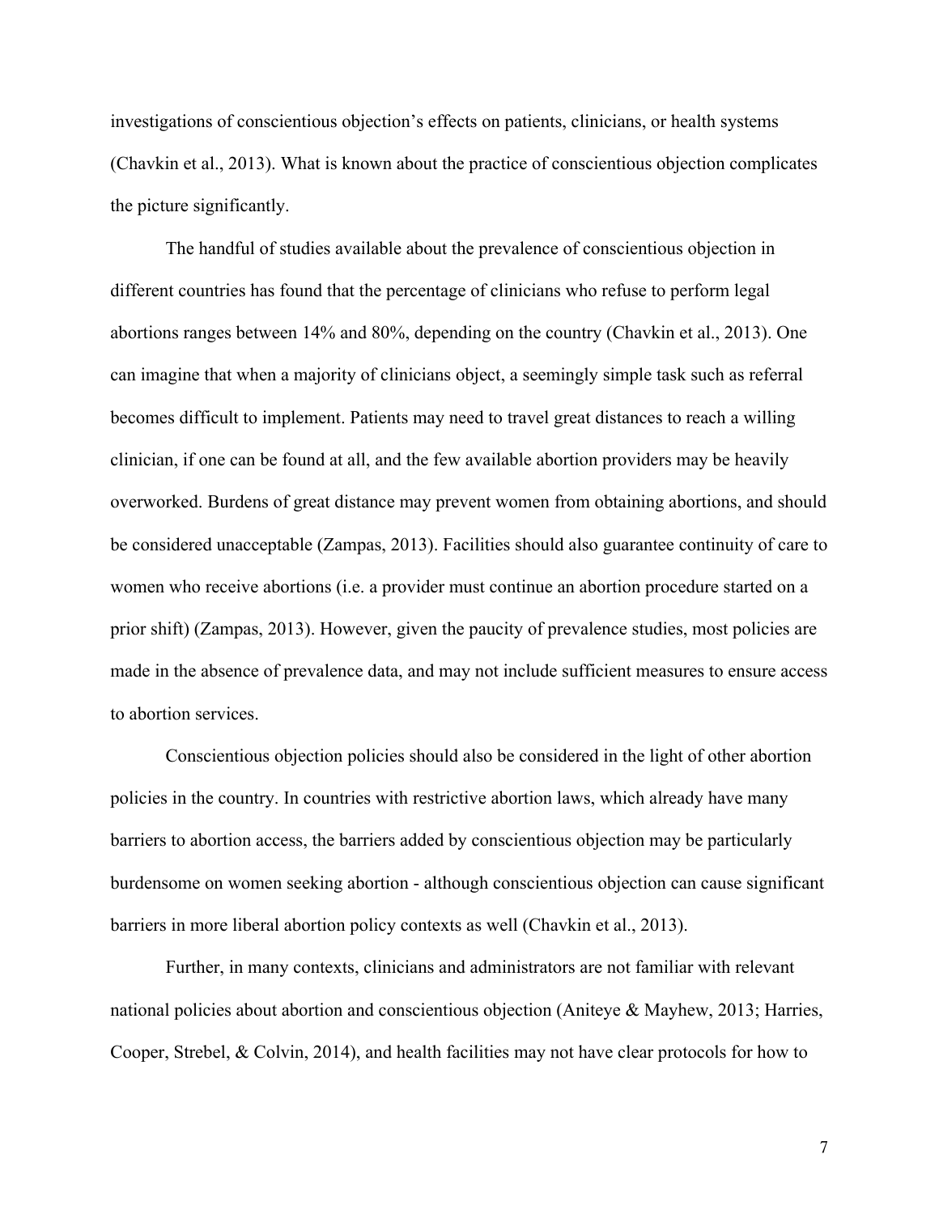investigations of conscientious objection's effects on patients, clinicians, or health systems (Chavkin et al., 2013). What is known about the practice of conscientious objection complicates the picture significantly.

The handful of studies available about the prevalence of conscientious objection in different countries has found that the percentage of clinicians who refuse to perform legal abortions ranges between 14% and 80%, depending on the country (Chavkin et al., 2013). One can imagine that when a majority of clinicians object, a seemingly simple task such as referral becomes difficult to implement. Patients may need to travel great distances to reach a willing clinician, if one can be found at all, and the few available abortion providers may be heavily overworked. Burdens of great distance may prevent women from obtaining abortions, and should be considered unacceptable (Zampas, 2013). Facilities should also guarantee continuity of care to women who receive abortions (i.e. a provider must continue an abortion procedure started on a prior shift) (Zampas, 2013). However, given the paucity of prevalence studies, most policies are made in the absence of prevalence data, and may not include sufficient measures to ensure access to abortion services.

Conscientious objection policies should also be considered in the light of other abortion policies in the country. In countries with restrictive abortion laws, which already have many barriers to abortion access, the barriers added by conscientious objection may be particularly burdensome on women seeking abortion - although conscientious objection can cause significant barriers in more liberal abortion policy contexts as well (Chavkin et al., 2013).

Further, in many contexts, clinicians and administrators are not familiar with relevant national policies about abortion and conscientious objection (Aniteye & Mayhew, 2013; Harries, Cooper, Strebel, & Colvin, 2014), and health facilities may not have clear protocols for how to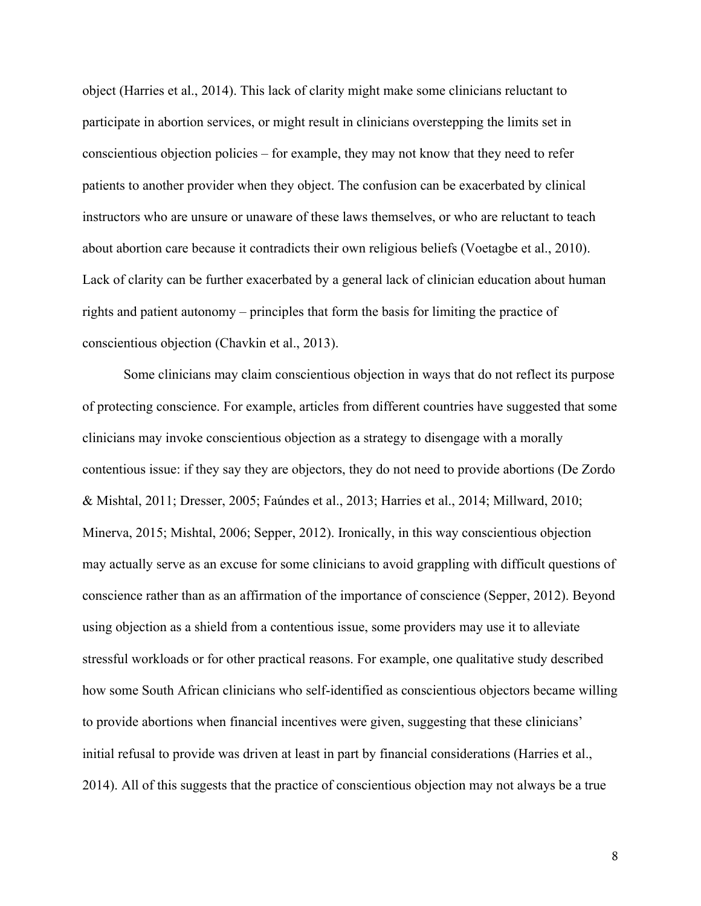object (Harries et al., 2014). This lack of clarity might make some clinicians reluctant to participate in abortion services, or might result in clinicians overstepping the limits set in conscientious objection policies – for example, they may not know that they need to refer patients to another provider when they object. The confusion can be exacerbated by clinical instructors who are unsure or unaware of these laws themselves, or who are reluctant to teach about abortion care because it contradicts their own religious beliefs (Voetagbe et al., 2010). Lack of clarity can be further exacerbated by a general lack of clinician education about human rights and patient autonomy – principles that form the basis for limiting the practice of conscientious objection (Chavkin et al., 2013).

Some clinicians may claim conscientious objection in ways that do not reflect its purpose of protecting conscience. For example, articles from different countries have suggested that some clinicians may invoke conscientious objection as a strategy to disengage with a morally contentious issue: if they say they are objectors, they do not need to provide abortions (De Zordo & Mishtal, 2011; Dresser, 2005; Faúndes et al., 2013; Harries et al., 2014; Millward, 2010; Minerva, 2015; Mishtal, 2006; Sepper, 2012). Ironically, in this way conscientious objection may actually serve as an excuse for some clinicians to avoid grappling with difficult questions of conscience rather than as an affirmation of the importance of conscience (Sepper, 2012). Beyond using objection as a shield from a contentious issue, some providers may use it to alleviate stressful workloads or for other practical reasons. For example, one qualitative study described how some South African clinicians who self-identified as conscientious objectors became willing to provide abortions when financial incentives were given, suggesting that these clinicians' initial refusal to provide was driven at least in part by financial considerations (Harries et al., 2014). All of this suggests that the practice of conscientious objection may not always be a true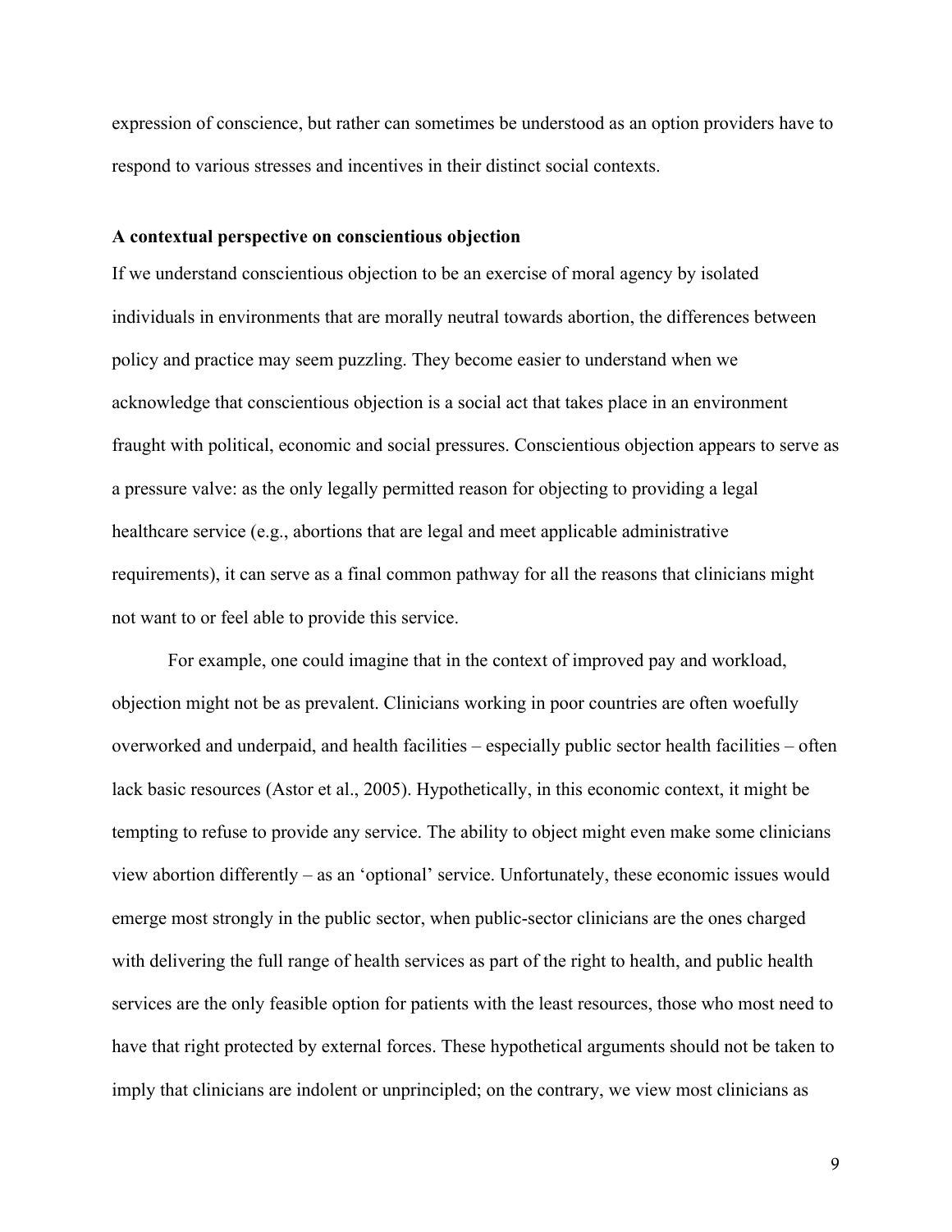expression of conscience, but rather can sometimes be understood as an option providers have to respond to various stresses and incentives in their distinct social contexts.

## A contextual perspective on conscientious objection

If we understand conscientious objection to be an exercise of moral agency by isolated individuals in environments that are morally neutral towards abortion, the differences between policy and practice may seem puzzling. They become easier to understand when we acknowledge that conscientious objection is a social act that takes place in an environment fraught with political, economic and social pressures. Conscientious objection appears to serve as a pressure valve: as the only legally permitted reason for objecting to providing a legal healthcare service (e.g., abortions that are legal and meet applicable administrative requirements), it can serve as a final common pathway for all the reasons that clinicians might not want to or feel able to provide this service.

For example, one could imagine that in the context of improved pay and workload, objection might not be as prevalent. Clinicians working in poor countries are often woefully overworked and underpaid, and health facilities – especially public sector health facilities – often lack basic resources (Astor et al., 2005). Hypothetically, in this economic context, it might be tempting to refuse to provide any service. The ability to object might even make some clinicians view abortion differently – as an 'optional' service. Unfortunately, these economic issues would emerge most strongly in the public sector, when public-sector clinicians are the ones charged with delivering the full range of health services as part of the right to health, and public health services are the only feasible option for patients with the least resources, those who most need to have that right protected by external forces. These hypothetical arguments should not be taken to imply that clinicians are indolent or unprincipled; on the contrary, we view most clinicians as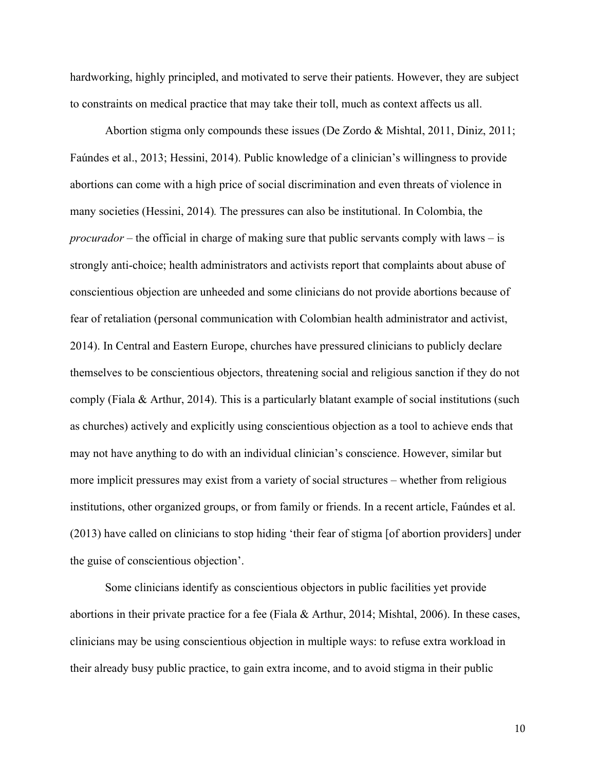hardworking, highly principled, and motivated to serve their patients. However, they are subject to constraints on medical practice that may take their toll, much as context affects us all.

Abortion stigma only compounds these issues (De Zordo & Mishtal, 2011, Diniz, 2011; Faúndes et al., 2013; Hessini, 2014). Public knowledge of a clinician's willingness to provide abortions can come with a high price of social discrimination and even threats of violence in many societies (Hessini, 2014). The pressures can also be institutional. In Colombia, the *procurador* – the official in charge of making sure that public servants comply with laws – is strongly anti-choice; health administrators and activists report that complaints about abuse of conscientious objection are unheeded and some clinicians do not provide abortions because of fear of retaliation (personal communication with Colombian health administrator and activist, 2014). In Central and Eastern Europe, churches have pressured clinicians to publicly declare themselves to be conscientious objectors, threatening social and religious sanction if they do not comply (Fiala & Arthur, 2014). This is a particularly blatant example of social institutions (such as churches) actively and explicitly using conscientious objection as a tool to achieve ends that may not have anything to do with an individual clinician's conscience. However, similar but more implicit pressures may exist from a variety of social structures – whether from religious institutions, other organized groups, or from family or friends. In a recent article, Faúndes et al. (2013) have called on clinicians to stop hiding 'their fear of stigma [of abortion providers] under the guise of conscientious objection'.

Some clinicians identify as conscientious objectors in public facilities yet provide abortions in their private practice for a fee (Fiala & Arthur, 2014; Mishtal, 2006). In these cases, clinicians may be using conscientious objection in multiple ways: to refuse extra workload in their already busy public practice, to gain extra income, and to avoid stigma in their public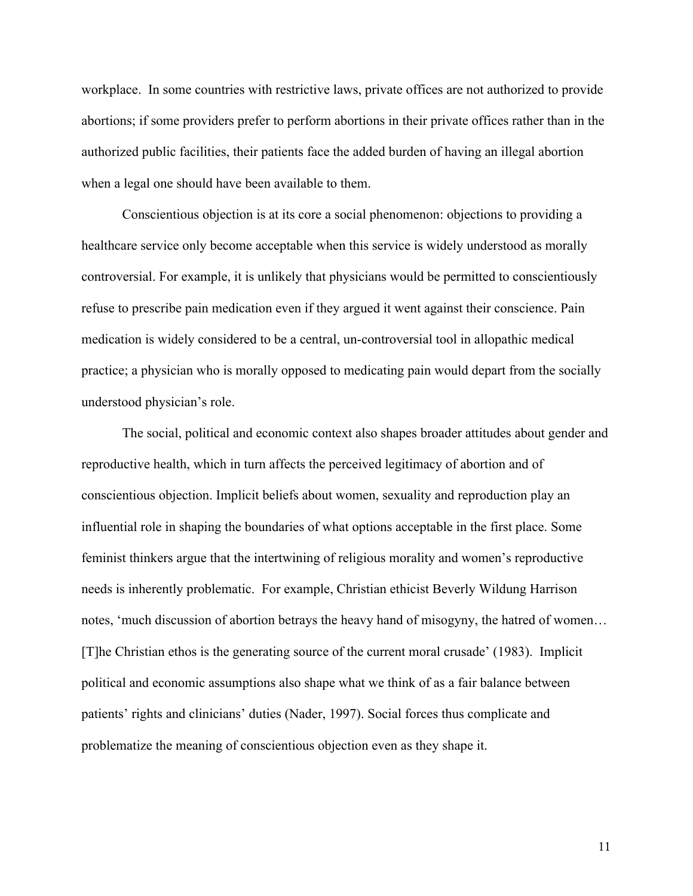workplace. In some countries with restrictive laws, private offices are not authorized to provide abortions; if some providers prefer to perform abortions in their private offices rather than in the authorized public facilities, their patients face the added burden of having an illegal abortion when a legal one should have been available to them.

Conscientious objection is at its core a social phenomenon: objections to providing a healthcare service only become acceptable when this service is widely understood as morally controversial. For example, it is unlikely that physicians would be permitted to conscientiously refuse to prescribe pain medication even if they argued it went against their conscience. Pain medication is widely considered to be a central, un-controversial tool in allopathic medical practice; a physician who is morally opposed to medicating pain would depart from the socially understood physician's role.

The social, political and economic context also shapes broader attitudes about gender and reproductive health, which in turn affects the perceived legitimacy of abortion and of conscientious objection. Implicit beliefs about women, sexuality and reproduction play an influential role in shaping the boundaries of what options acceptable in the first place. Some feminist thinkers argue that the intertwining of religious morality and women's reproductive needs is inherently problematic. For example, Christian ethicist Beverly Wildung Harrison notes, 'much discussion of abortion betrays the heavy hand of misogyny, the hatred of women… [T]he Christian ethos is the generating source of the current moral crusade' (1983). Implicit political and economic assumptions also shape what we think of as a fair balance between patients' rights and clinicians' duties (Nader, 1997). Social forces thus complicate and problematize the meaning of conscientious objection even as they shape it.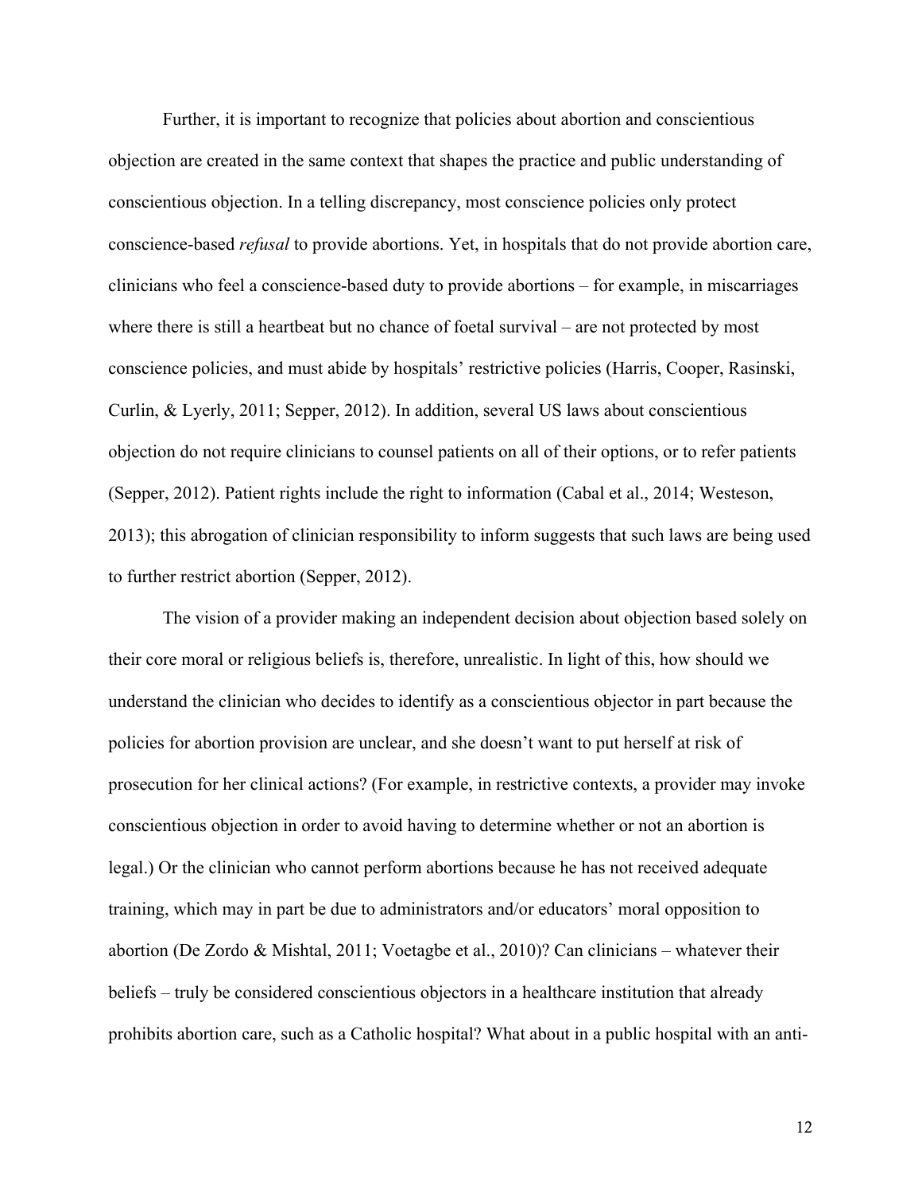Further, it is important to recognize that policies about abortion and conscientious objection are created in the same context that shapes the practice and public understanding of conscientious objection. In a telling discrepancy, most conscience policies only protect conscience-based *refusal* to provide abortions. Yet, in hospitals that do not provide abortion care, clinicians who feel a conscience-based duty to provide abortions – for example, in miscarriages where there is still a heartbeat but no chance of foetal survival – are not protected by most conscience policies, and must abide by hospitals' restrictive policies (Harris, Cooper, Rasinski, Curlin, & Lyerly, 2011; Sepper, 2012). In addition, several US laws about conscientious objection do not require clinicians to counsel patients on all of their options, or to refer patients (Sepper, 2012). Patient rights include the right to information (Cabal et al., 2014; Westeson, 2013); this abrogation of clinician responsibility to inform suggests that such laws are being used to further restrict abortion (Sepper, 2012).

The vision of a provider making an independent decision about objection based solely on their core moral or religious beliefs is, therefore, unrealistic. In light of this, how should we understand the clinician who decides to identify as a conscientious objector in part because the policies for abortion provision are unclear, and she doesn't want to put herself at risk of prosecution for her clinical actions? (For example, in restrictive contexts, a provider may invoke conscientious objection in order to avoid having to determine whether or not an abortion is legal.) Or the clinician who cannot perform abortions because he has not received adequate training, which may in part be due to administrators and/or educators' moral opposition to abortion (De Zordo & Mishtal, 2011; Voetagbe et al., 2010)? Can clinicians – whatever their beliefs – truly be considered conscientious objectors in a healthcare institution that already prohibits abortion care, such as a Catholic hospital? What about in a public hospital with an anti-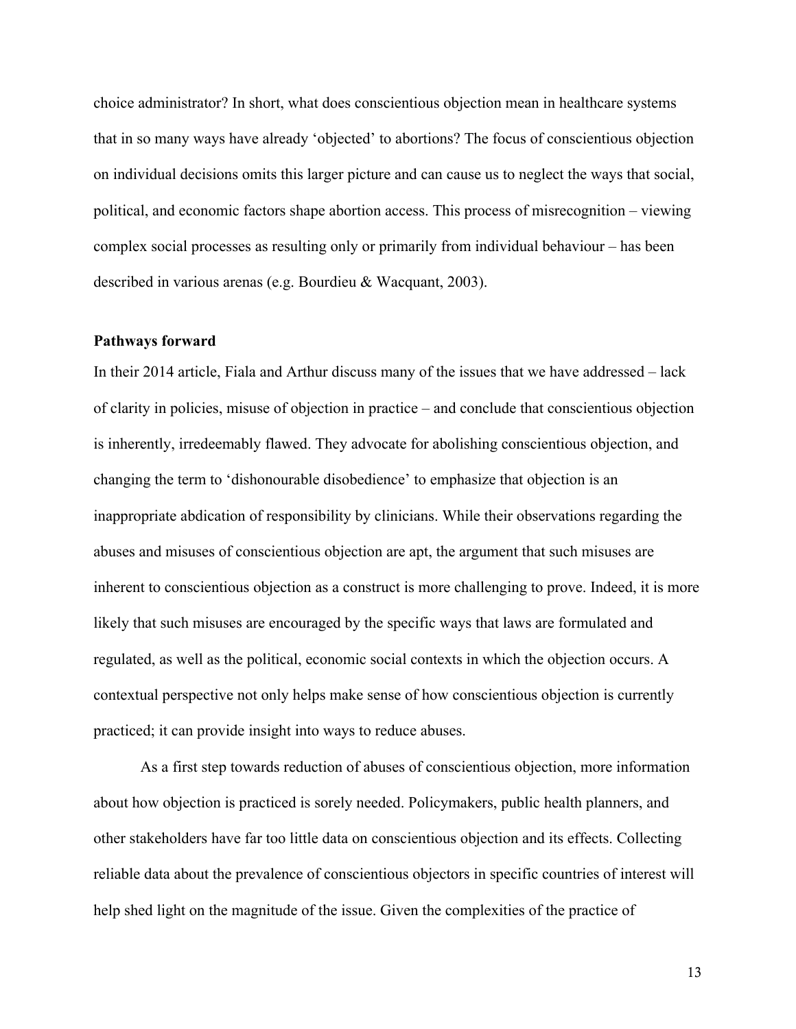choice administrator? In short, what does conscientious objection mean in healthcare systems that in so many ways have already 'objected' to abortions? The focus of conscientious objection on individual decisions omits this larger picture and can cause us to neglect the ways that social, political, and economic factors shape abortion access. This process of misrecognition – viewing complex social processes as resulting only or primarily from individual behaviour – has been described in various arenas (e.g. Bourdieu & Wacquant, 2003).

**Pathways forward**

In their 2014 article, Fiala and Arthur discuss many of the issues that we have addressed – lack of clarity in policies, misuse of objection in practice – and conclude that conscientious objection is inherently, irredeemably flawed. They advocate for abolishing conscientious objection, and changing the term to 'dishonourable disobedience' to emphasize that objection is an inappropriate abdication of responsibility by clinicians. While their observations regarding the abuses and misuses of conscientious objection are apt, the argument that such misuses are inherent to conscientious objection as a construct is more challenging to prove. Indeed, it is more likely that such misuses are encouraged by the specific ways that laws are formulated and regulated, as well as the political, economic social contexts in which the objection occurs. A contextual perspective not only helps make sense of how conscientious objection is currently practiced; it can provide insight into ways to reduce abuses.

As a first step towards reduction of abuses of conscientious objection, more information about how objection is practiced is sorely needed. Policymakers, public health planners, and other stakeholders have far too little data on conscientious objection and its effects. Collecting reliable data about the prevalence of conscientious objectors in specific countries of interest will help shed light on the magnitude of the issue. Given the complexities of the practice of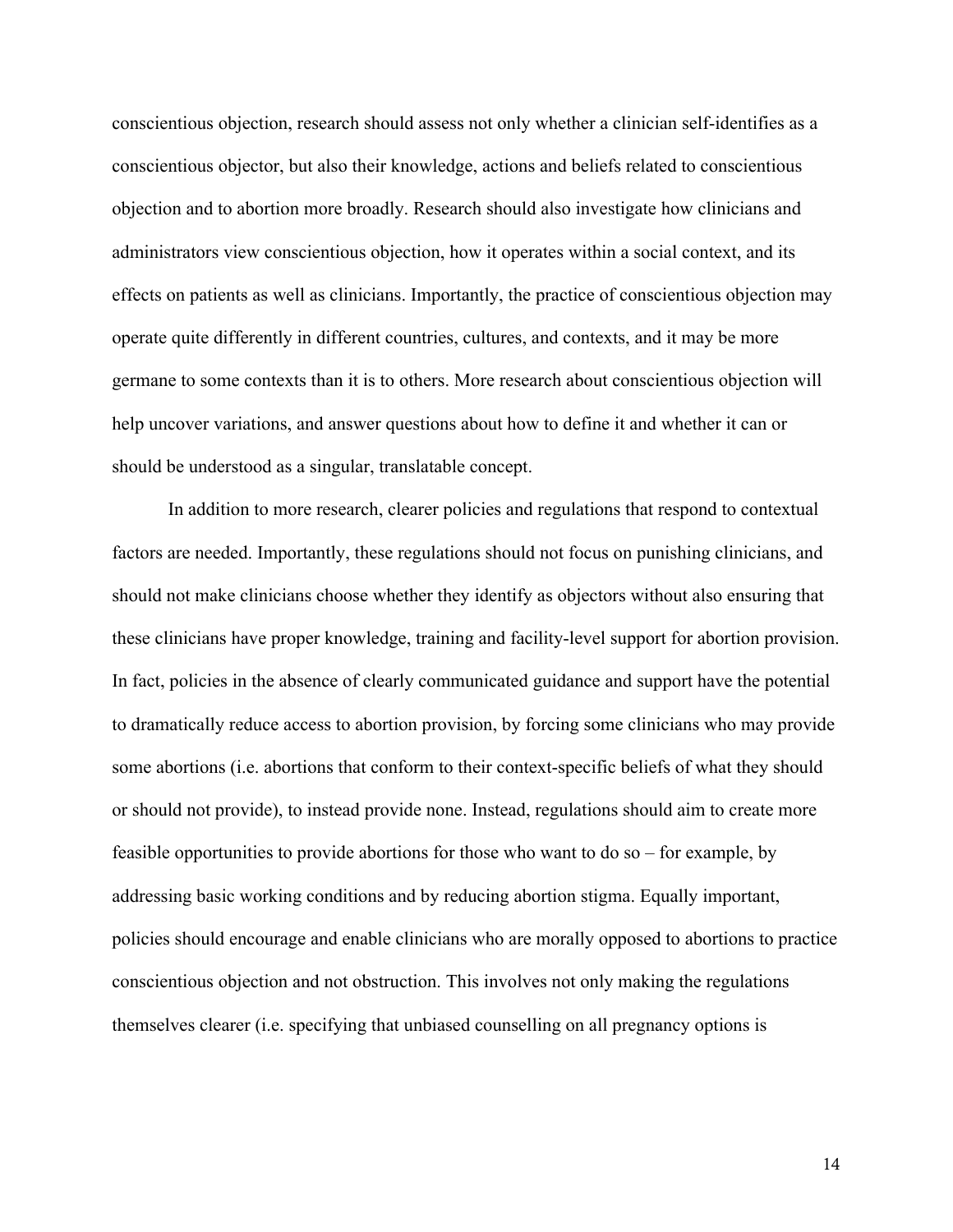conscientious objection, research should assess not only whether a clinician self-identifies as a conscientious objector, but also their knowledge, actions and beliefs related to conscientious objection and to abortion more broadly. Research should also investigate how clinicians and administrators view conscientious objection, how it operates within a social context, and its effects on patients as well as clinicians. Importantly, the practice of conscientious objection may operate quite differently in different countries, cultures, and contexts, and it may be more germane to some contexts than it is to others. More research about conscientious objection will help uncover variations, and answer questions about how to define it and whether it can or should be understood as a singular, translatable concept.

In addition to more research, clearer policies and regulations that respond to contextual factors are needed. Importantly, these regulations should not focus on punishing clinicians, and should not make clinicians choose whether they identify as objectors without also ensuring that these clinicians have proper knowledge, training and facility-level support for abortion provision. In fact, policies in the absence of clearly communicated guidance and support have the potential to dramatically reduce access to abortion provision, by forcing some clinicians who may provide some abortions (i.e. abortions that conform to their context-specific beliefs of what they should or should not provide), to instead provide none. Instead, regulations should aim to create more feasible opportunities to provide abortions for those who want to do so – for example, by addressing basic working conditions and by reducing abortion stigma. Equally important, policies should encourage and enable clinicians who are morally opposed to abortions to practice conscientious objection and not obstruction. This involves not only making the regulations themselves clearer (i.e. specifying that unbiased counselling on all pregnancy options is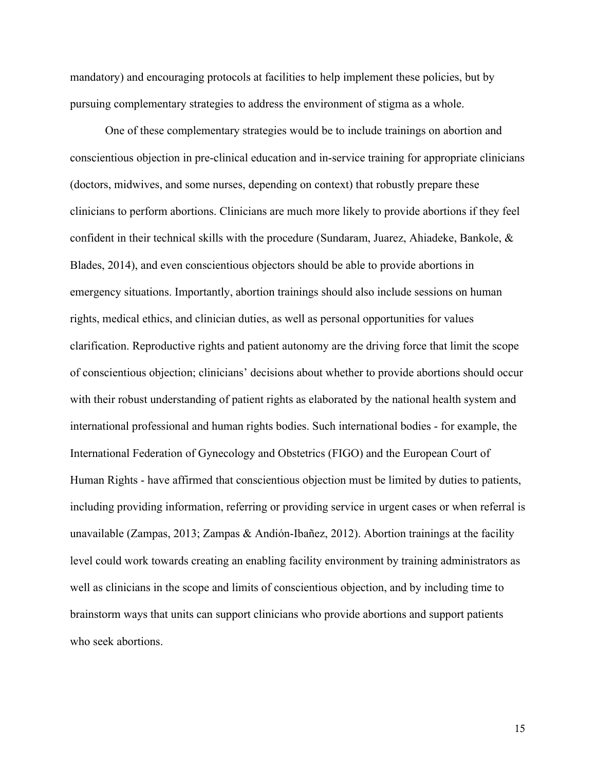mandatory) and encouraging protocols at facilities to help implement these policies, but by pursuing complementary strategies to address the environment of stigma as a whole.

One of these complementary strategies would be to include trainings on abortion and conscientious objection in pre-clinical education and in-service training for appropriate clinicians (doctors, midwives, and some nurses, depending on context) that robustly prepare these clinicians to perform abortions. Clinicians are much more likely to provide abortions if they feel confident in their technical skills with the procedure (Sundaram, Juarez, Ahiadeke, Bankole, & Blades, 2014), and even conscientious objectors should be able to provide abortions in emergency situations. Importantly, abortion trainings should also include sessions on human rights, medical ethics, and clinician duties, as well as personal opportunities for values clarification. Reproductive rights and patient autonomy are the driving force that limit the scope of conscientious objection; clinicians' decisions about whether to provide abortions should occur with their robust understanding of patient rights as elaborated by the national health system and international professional and human rights bodies. Such international bodies - for example, the International Federation of Gynecology and Obstetrics (FIGO) and the European Court of Human Rights - have affirmed that conscientious objection must be limited by duties to patients, including providing information, referring or providing service in urgent cases or when referral is unavailable (Zampas, 2013; Zampas & Andión-Ibañez, 2012). Abortion trainings at the facility level could work towards creating an enabling facility environment by training administrators as well as clinicians in the scope and limits of conscientious objection, and by including time to brainstorm ways that units can support clinicians who provide abortions and support patients who seek abortions.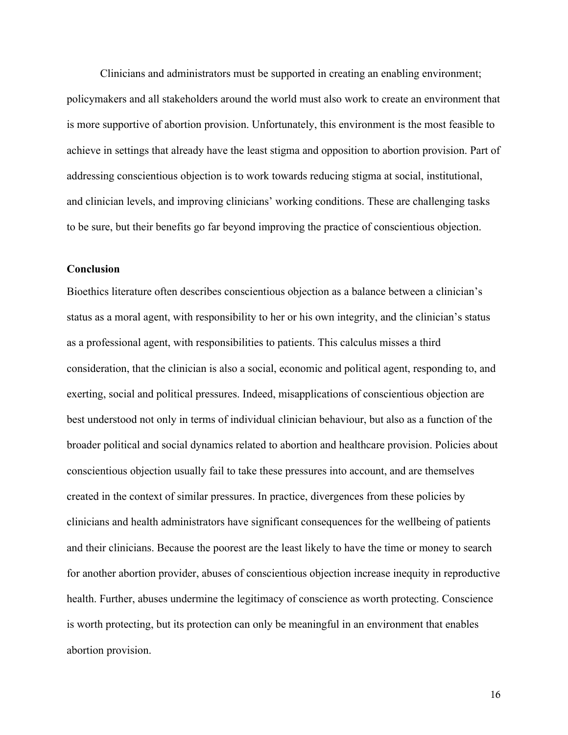Clinicians and administrators must be supported in creating an enabling environment; policymakers and all stakeholders around the world must also work to create an environment that is more supportive of abortion provision. Unfortunately, this environment is the most feasible to achieve in settings that already have the least stigma and opposition to abortion provision. Part of addressing conscientious objection is to work towards reducing stigma at social, institutional, and clinician levels, and improving clinicians' working conditions. These are challenging tasks to be sure, but their benefits go far beyond improving the practice of conscientious objection.

## Conclusion

Bioethics literature often describes conscientious objection as a balance between a clinician's status as a moral agent, with responsibility to her or his own integrity, and the clinician's status as a professional agent, with responsibilities to patients. This calculus misses a third consideration, that the clinician is also a social, economic and political agent, responding to, and exerting, social and political pressures. Indeed, misapplications of conscientious objection are best understood not only in terms of individual clinician behaviour, but also as a function of the broader political and social dynamics related to abortion and healthcare provision. Policies about conscientious objection usually fail to take these pressures into account, and are themselves created in the context of similar pressures. In practice, divergences from these policies by clinicians and health administrators have significant consequences for the wellbeing of patients and their clinicians. Because the poorest are the least likely to have the time or money to search for another abortion provider, abuses of conscientious objection increase inequity in reproductive health. Further, abuses undermine the legitimacy of conscience as worth protecting. Conscience is worth protecting, but its protection can only be meaningful in an environment that enables abortion provision.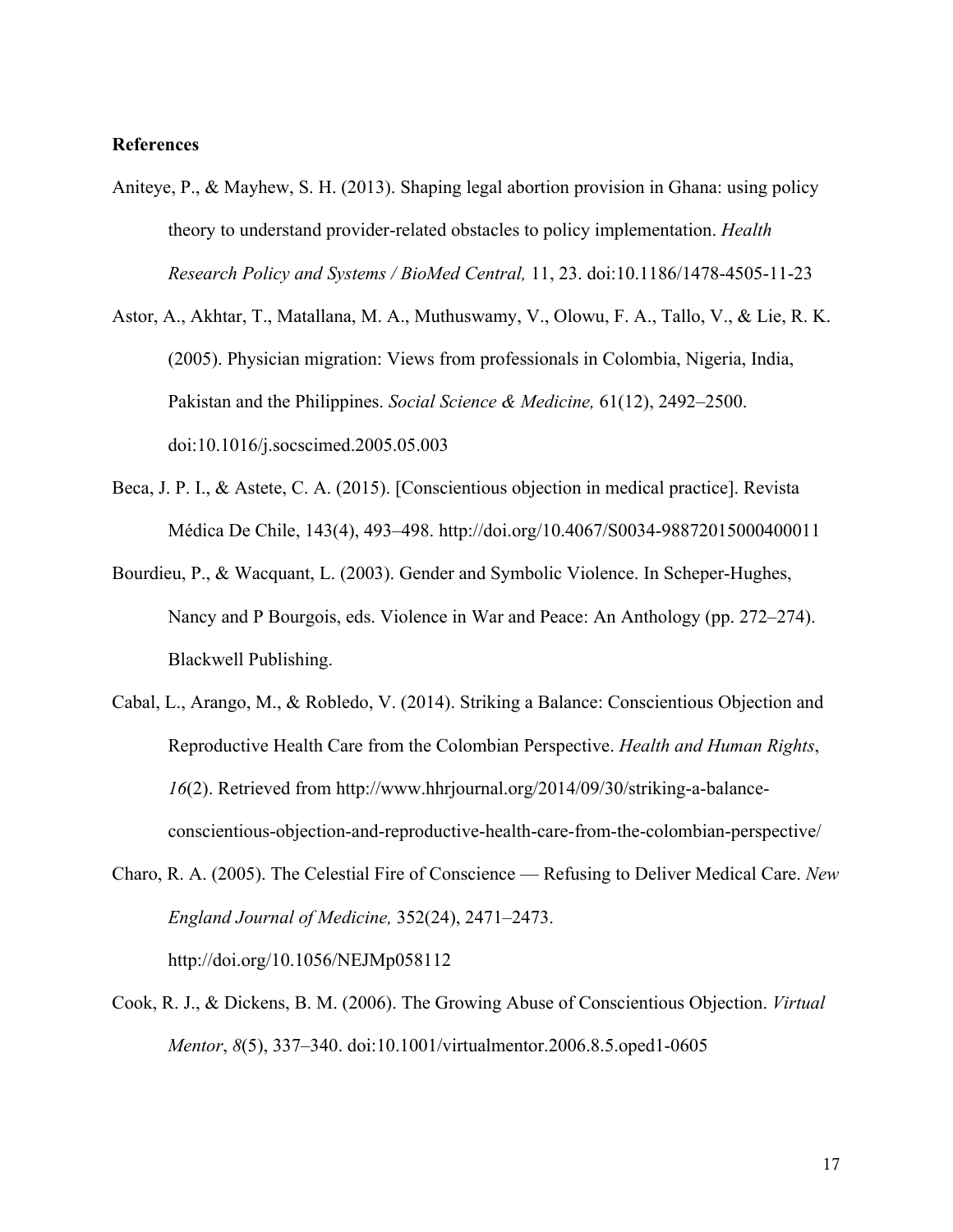**References**

Aniteye, P., & Mayhew, S. H. (2013). Shaping legal abortion provision in Ghana: using policy theory to understand provider-related obstacles to policy implementation. *Health Research Policy and Systems / BioMed Central,* 11, 23. doi:10.1186/1478-4505-11-23

Astor, A., Akhtar, T., Matallana, M. A., Muthuswamy, V., Olowu, F. A., Tallo, V., & Lie, R. K. (2005). Physician migration: Views from professionals in Colombia, Nigeria, India, Pakistan and the Philippines. *Social Science & Medicine,* 61(12), 2492–2500. doi:10.1016/j.socscimed.2005.05.003

Beca, J. P. I., & Astete, C. A. (2015). [Conscientious objection in medical practice]. Revista Médica De Chile, 143(4), 493–498. http://doi.org/10.4067/S0034-98872015000400011

Bourdieu, P., & Wacquant, L. (2003). Gender and Symbolic Violence. In Scheper-Hughes, Nancy and P Bourgois, eds. Violence in War and Peace: An Anthology (pp. 272–274). Blackwell Publishing.

Cabal, L., Arango, M., & Robledo, V. (2014). Striking a Balance: Conscientious Objection and Reproductive Health Care from the Colombian Perspective. *Health and Human Rights*, *16*(2). Retrieved from http://www.hhrjournal.org/2014/09/30/striking-a-balance-conscientious-objection-and-reproductive-health-care-from-the-colombian-perspective/

Charo, R. A. (2005). The Celestial Fire of Conscience — Refusing to Deliver Medical Care. *New England Journal of Medicine,* 352(24), 2471–2473. http://doi.org/10.1056/NEJMp058112

Cook, R. J., & Dickens, B. M. (2006). The Growing Abuse of Conscientious Objection. *Virtual Mentor*, *8*(5), 337–340. doi:10.1001/virtualmentor.2006.8.5.oped1-0605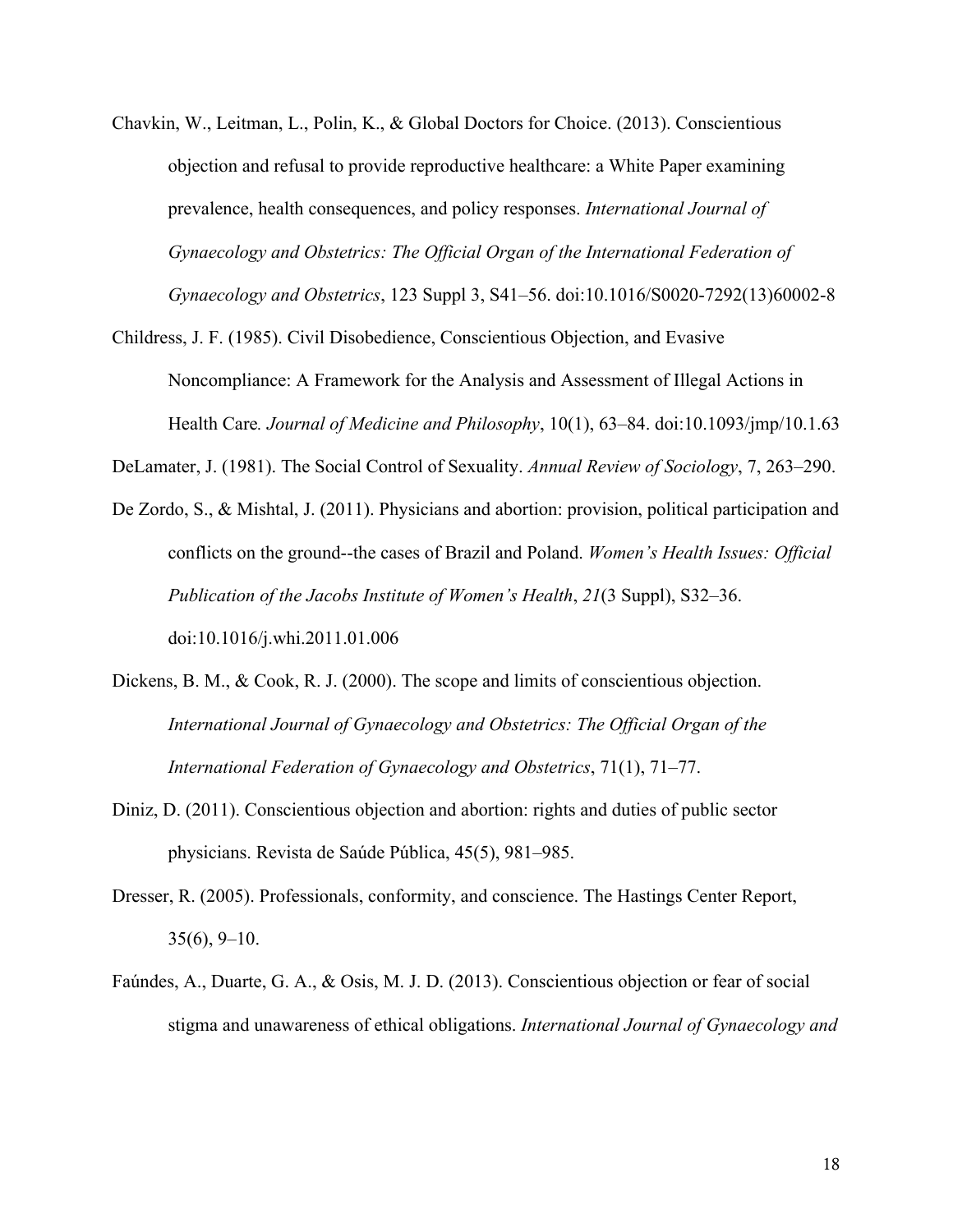Chavkin, W., Leitman, L., Polin, K., & Global Doctors for Choice. (2013). Conscientious objection and refusal to provide reproductive healthcare: a White Paper examining prevalence, health consequences, and policy responses. *International Journal of Gynaecology and Obstetrics: The Official Organ of the International Federation of Gynaecology and Obstetrics*, 123 Suppl 3, S41–56. doi:10.1016/S0020-7292(13)60002-8

Childress, J. F. (1985). Civil Disobedience, Conscientious Objection, and Evasive Noncompliance: A Framework for the Analysis and Assessment of Illegal Actions in Health Care*. Journal of Medicine and Philosophy*, 10(1), 63–84. doi:10.1093/jmp/10.1.63

DeLamater, J. (1981). The Social Control of Sexuality. *Annual Review of Sociology*, 7, 263–290.

De Zordo, S., & Mishtal, J. (2011). Physicians and abortion: provision, political participation and conflicts on the ground--the cases of Brazil and Poland. *Women's Health Issues: Official Publication of the Jacobs Institute of Women's Health*, *21*(3 Suppl), S32–36. doi:10.1016/j.whi.2011.01.006

Dickens, B. M., & Cook, R. J. (2000). The scope and limits of conscientious objection. *International Journal of Gynaecology and Obstetrics: The Official Organ of the International Federation of Gynaecology and Obstetrics*, 71(1), 71–77.

Diniz, D. (2011). Conscientious objection and abortion: rights and duties of public sector physicians. Revista de Saúde Pública, 45(5), 981–985.

Dresser, R. (2005). Professionals, conformity, and conscience. The Hastings Center Report, 35(6), 9–10.

Faúndes, A., Duarte, G. A., & Osis, M. J. D. (2013). Conscientious objection or fear of social stigma and unawareness of ethical obligations. *International Journal of Gynaecology and*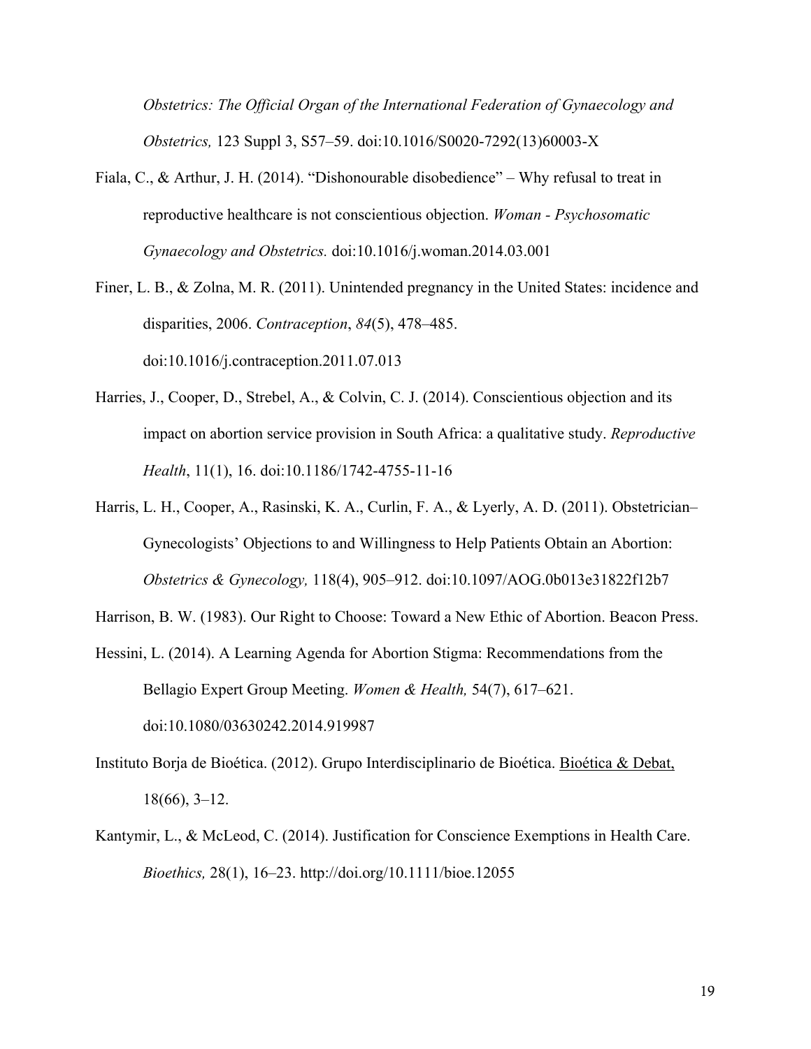*Obstetrics: The Official Organ of the International Federation of Gynaecology and Obstetrics,* 123 Suppl 3, S57–59. doi:10.1016/S0020-7292(13)60003-X

Fiala, C., & Arthur, J. H. (2014). "Dishonourable disobedience" – Why refusal to treat in reproductive healthcare is not conscientious objection. *Woman - Psychosomatic Gynaecology and Obstetrics.* doi:10.1016/j.woman.2014.03.001

Finer, L. B., & Zolna, M. R. (2011). Unintended pregnancy in the United States: incidence and disparities, 2006. *Contraception*, *84*(5), 478–485. doi:10.1016/j.contraception.2011.07.013

Harries, J., Cooper, D., Strebel, A., & Colvin, C. J. (2014). Conscientious objection and its impact on abortion service provision in South Africa: a qualitative study. *Reproductive Health*, 11(1), 16. doi:10.1186/1742-4755-11-16

Harris, L. H., Cooper, A., Rasinski, K. A., Curlin, F. A., & Lyerly, A. D. (2011). Obstetrician–Gynecologists' Objections to and Willingness to Help Patients Obtain an Abortion: *Obstetrics & Gynecology,* 118(4), 905–912. doi:10.1097/AOG.0b013e31822f12b7

Harrison, B. W. (1983). Our Right to Choose: Toward a New Ethic of Abortion. Beacon Press.

Hessini, L. (2014). A Learning Agenda for Abortion Stigma: Recommendations from the Bellagio Expert Group Meeting. *Women & Health,* 54(7), 617–621. doi:10.1080/03630242.2014.919987

Instituto Borja de Bioética. (2012). Grupo Interdisciplinario de Bioética. Bioética & Debat, 18(66), 3–12.

Kantymir, L., & McLeod, C. (2014). Justification for Conscience Exemptions in Health Care. *Bioethics,* 28(1), 16–23. http://doi.org/10.1111/bioe.12055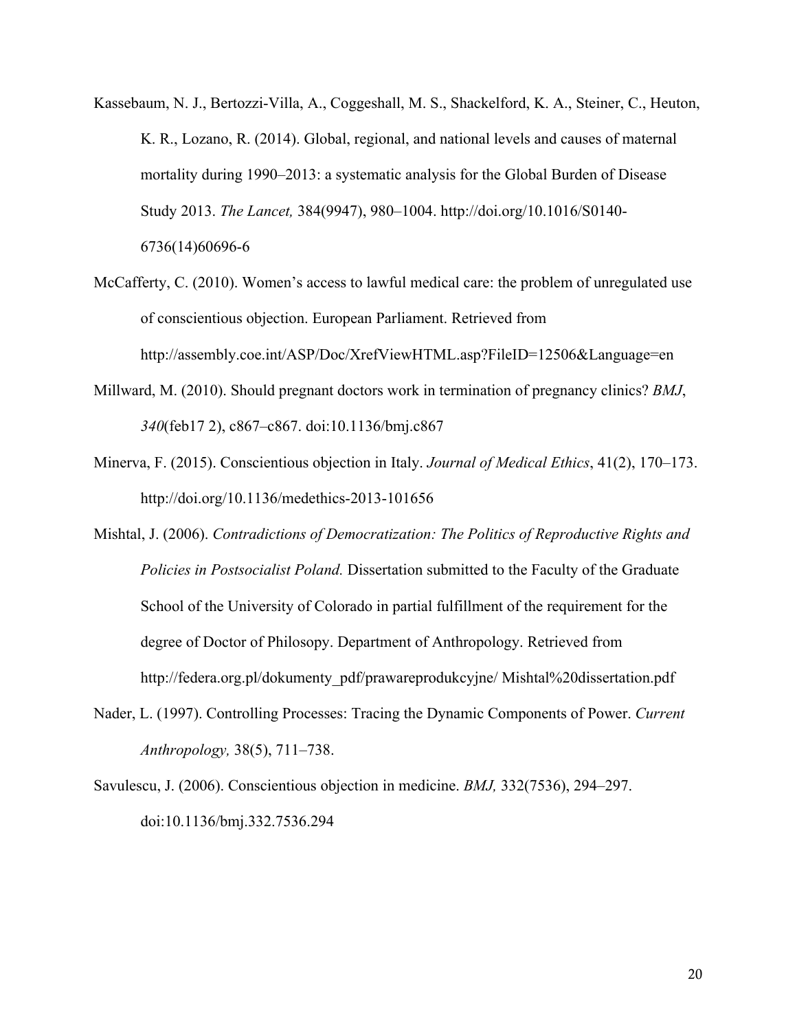Kassebaum, N. J., Bertozzi-Villa, A., Coggeshall, M. S., Shackelford, K. A., Steiner, C., Heuton, K. R., Lozano, R. (2014). Global, regional, and national levels and causes of maternal mortality during 1990–2013: a systematic analysis for the Global Burden of Disease Study 2013. *The Lancet,* 384(9947), 980–1004. http://doi.org/10.1016/S0140-6736(14)60696-6

McCafferty, C. (2010). Women's access to lawful medical care: the problem of unregulated use of conscientious objection. European Parliament. Retrieved from http://assembly.coe.int/ASP/Doc/XrefViewHTML.asp?FileID=12506&Language=en

Millward, M. (2010). Should pregnant doctors work in termination of pregnancy clinics? *BMJ*, *340*(feb17 2), c867–c867. doi:10.1136/bmj.c867

Minerva, F. (2015). Conscientious objection in Italy. *Journal of Medical Ethics*, 41(2), 170–173. http://doi.org/10.1136/medethics-2013-101656

Mishtal, J. (2006). *Contradictions of Democratization: The Politics of Reproductive Rights and Policies in Postsocialist Poland.* Dissertation submitted to the Faculty of the Graduate School of the University of Colorado in partial fulfillment of the requirement for the degree of Doctor of Philosopy. Department of Anthropology. Retrieved from http://federa.org.pl/dokumenty_pdf/prawareprodukcyjne/ Mishtal%20dissertation.pdf

Nader, L. (1997). Controlling Processes: Tracing the Dynamic Components of Power. *Current Anthropology,* 38(5), 711–738.

Savulescu, J. (2006). Conscientious objection in medicine. *BMJ,* 332(7536), 294–297. doi:10.1136/bmj.332.7536.294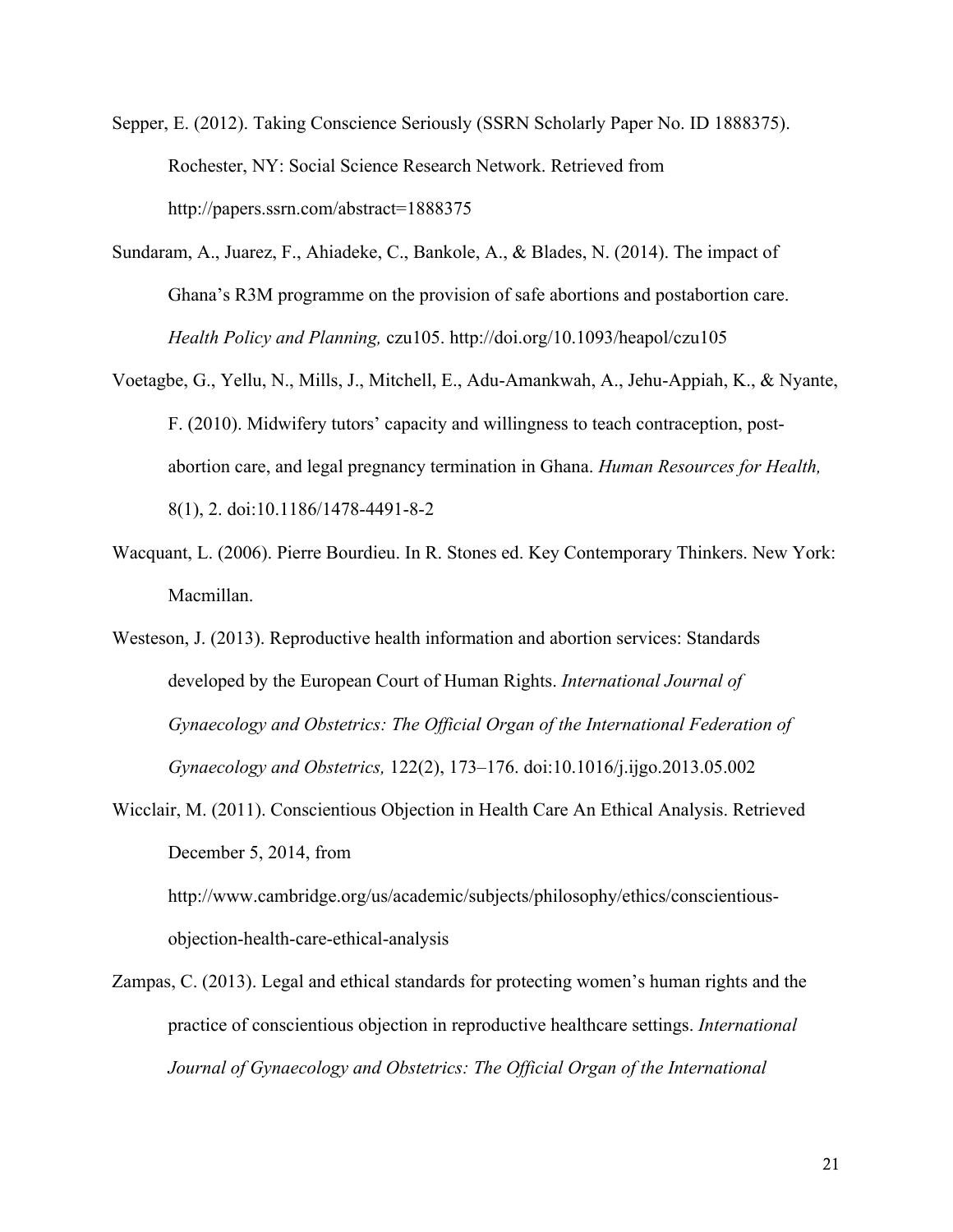Sepper, E. (2012). Taking Conscience Seriously (SSRN Scholarly Paper No. ID 1888375). Rochester, NY: Social Science Research Network. Retrieved from http://papers.ssrn.com/abstract=1888375

Sundaram, A., Juarez, F., Ahiadeke, C., Bankole, A., & Blades, N. (2014). The impact of Ghana's R3M programme on the provision of safe abortions and postabortion care. *Health Policy and Planning,* czu105. http://doi.org/10.1093/heapol/czu105

Voetagbe, G., Yellu, N., Mills, J., Mitchell, E., Adu-Amankwah, A., Jehu-Appiah, K., & Nyante, F. (2010). Midwifery tutors' capacity and willingness to teach contraception, post-abortion care, and legal pregnancy termination in Ghana. *Human Resources for Health,* 8(1), 2. doi:10.1186/1478-4491-8-2

Wacquant, L. (2006). Pierre Bourdieu. In R. Stones ed. Key Contemporary Thinkers. New York: Macmillan.

Westeson, J. (2013). Reproductive health information and abortion services: Standards developed by the European Court of Human Rights. *International Journal of Gynaecology and Obstetrics: The Official Organ of the International Federation of Gynaecology and Obstetrics,* 122(2), 173–176. doi:10.1016/j.ijgo.2013.05.002

Wicclair, M. (2011). Conscientious Objection in Health Care An Ethical Analysis. Retrieved December 5, 2014, from http://www.cambridge.org/us/academic/subjects/philosophy/ethics/conscientious-objection-health-care-ethical-analysis

Zampas, C. (2013). Legal and ethical standards for protecting women's human rights and the practice of conscientious objection in reproductive healthcare settings. *International Journal of Gynaecology and Obstetrics: The Official Organ of the International*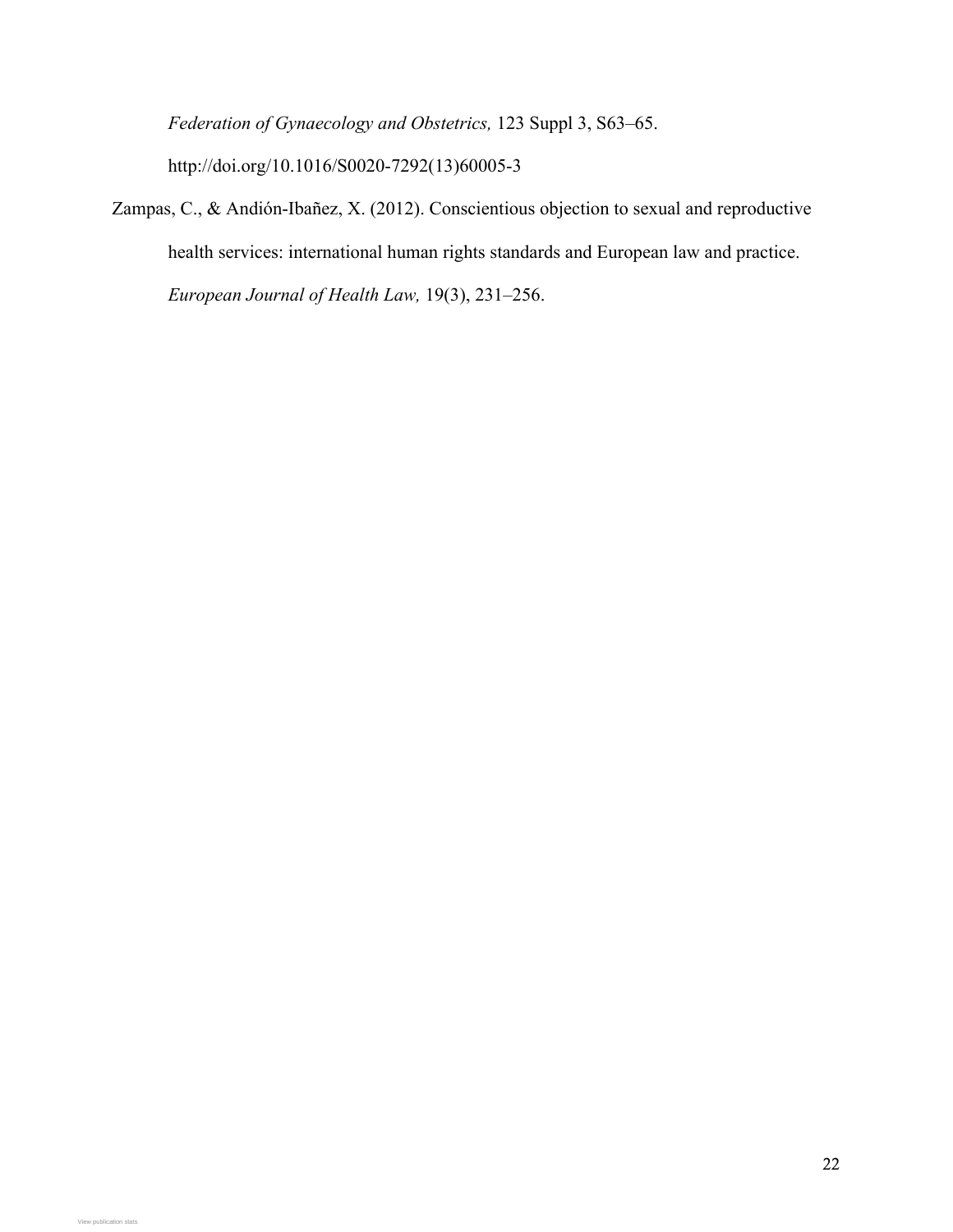*Federation of Gynaecology and Obstetrics,* 123 Suppl 3, S63–65. http://doi.org/10.1016/S0020-7292(13)60005-3

Zampas, C., & Andión-Ibañez, X. (2012). Conscientious objection to sexual and reproductive health services: international human rights standards and European law and practice. *European Journal of Health Law,* 19(3), 231–256.